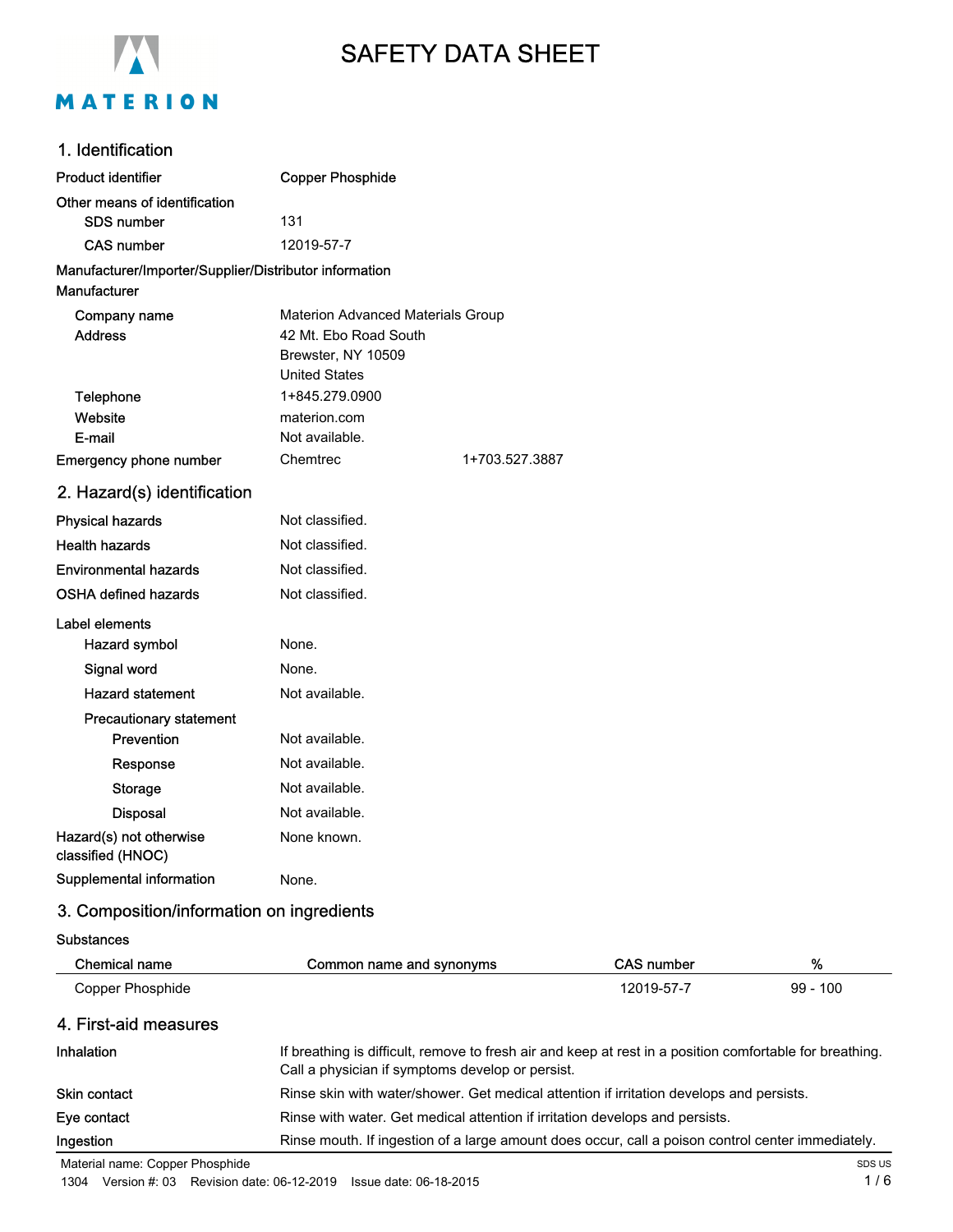MATERION

# SAFETY DATA SHEET

## 1. Identification

| | | |
|---|---|---|
| **Product identifier** | **Copper Phosphide** | |
| **Other means of identification** | | |
| SDS number | 131 | |
| CAS number | 12019-57-7 | |
| **Manufacturer/Importer/Supplier/Distributor information** | | |
| **Manufacturer** | | |
| Company name | Materion Advanced Materials Group | |
| Address | 42 Mt. Ebo Road South<br>Brewster, NY 10509<br>United States | |
| Telephone | 1+845.279.0900 | |
| Website | materion.com | |
| E-mail | Not available. | |
| Emergency phone number | Chemtrec | 1+703.527.3887 |

## 2. Hazard(s) identification

| | |
|---|---|
| **Physical hazards** | Not classified. |
| **Health hazards** | Not classified. |
| **Environmental hazards** | Not classified. |
| **OSHA defined hazards** | Not classified. |
| **Label elements** | |
| Hazard symbol | None. |
| Signal word | None. |
| Hazard statement | Not available. |
| Precautionary statement | |
| Prevention | Not available. |
| Response | Not available. |
| Storage | Not available. |
| Disposal | Not available. |
| **Hazard(s) not otherwise classified (HNOC)** | None known. |
| **Supplemental information** | None. |

## 3. Composition/information on ingredients

**Substances**

| Chemical name | Common name and synonyms | CAS number | % |
|---|---|---|---|
| Copper Phosphide | | 12019-57-7 | 99 - 100 |

## 4. First-aid measures

| | |
|---|---|
| **Inhalation** | If breathing is difficult, remove to fresh air and keep at rest in a position comfortable for breathing. Call a physician if symptoms develop or persist. |
| **Skin contact** | Rinse skin with water/shower. Get medical attention if irritation develops and persists. |
| **Eye contact** | Rinse with water. Get medical attention if irritation develops and persists. |
| **Ingestion** | Rinse mouth. If ingestion of a large amount does occur, call a poison control center immediately. |

Material name: Copper Phosphide
1304 Version #: 03 Revision date: 06-12-2019 Issue date: 06-18-2015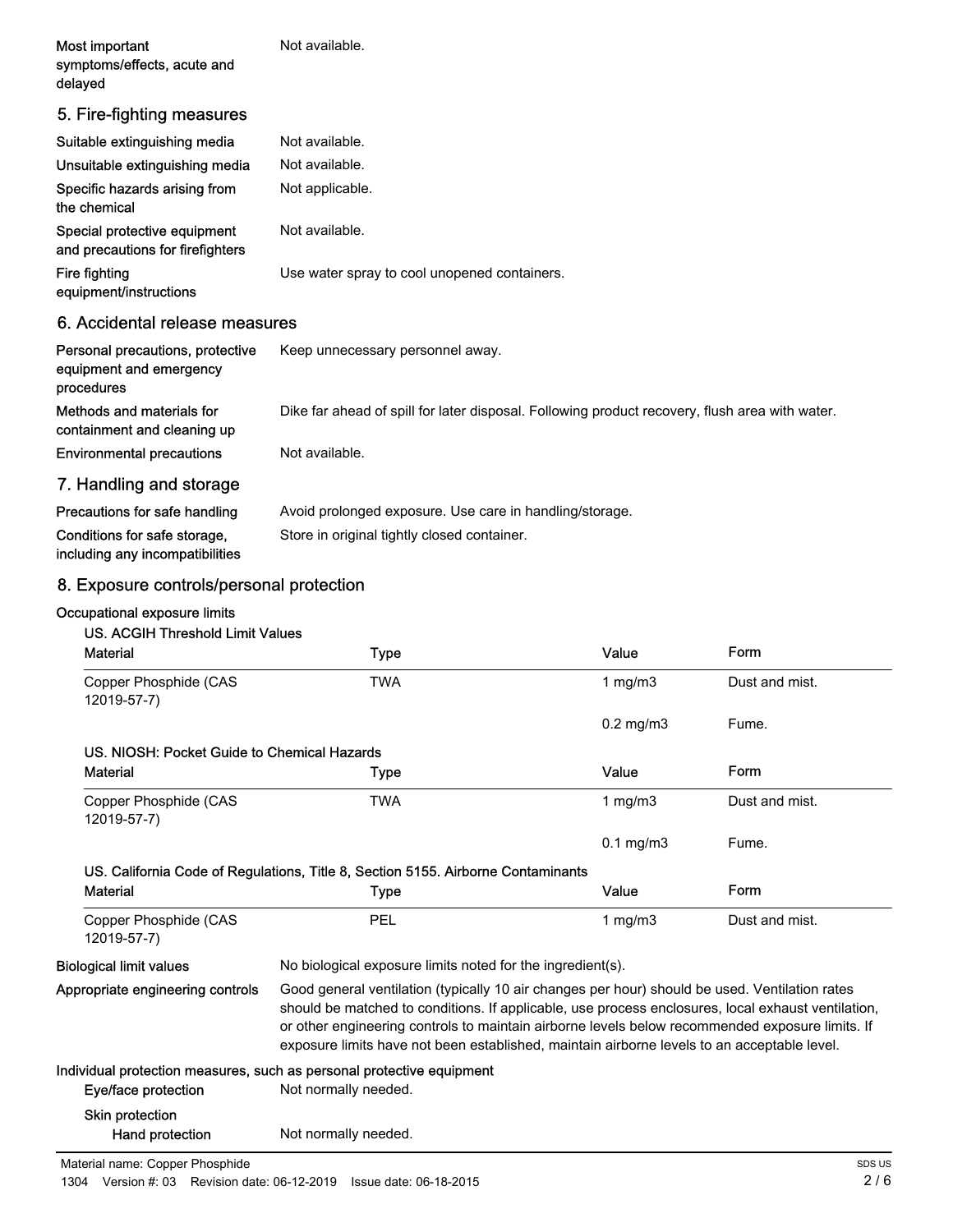| | |
|---|---|
| Most important symptoms/effects, acute and delayed | Not available. |

## 5. Fire-fighting measures

| | |
|---|---|
| Suitable extinguishing media | Not available. |
| Unsuitable extinguishing media | Not available. |
| Specific hazards arising from the chemical | Not applicable. |
| Special protective equipment and precautions for firefighters | Not available. |
| Fire fighting equipment/instructions | Use water spray to cool unopened containers. |

## 6. Accidental release measures

| | |
|---|---|
| Personal precautions, protective equipment and emergency procedures | Keep unnecessary personnel away. |
| Methods and materials for containment and cleaning up | Dike far ahead of spill for later disposal. Following product recovery, flush area with water. |
| Environmental precautions | Not available. |

## 7. Handling and storage

| | |
|---|---|
| Precautions for safe handling | Avoid prolonged exposure. Use care in handling/storage. |
| Conditions for safe storage, including any incompatibilities | Store in original tightly closed container. |

## 8. Exposure controls/personal protection

**Occupational exposure limits**

**US. ACGIH Threshold Limit Values**

| Material | Type | Value | Form |
|---|---|---|---|
| Copper Phosphide (CAS 12019-57-7) | TWA | 1 mg/m3 | Dust and mist. |
| | | 0.2 mg/m3 | Fume. |

**US. NIOSH: Pocket Guide to Chemical Hazards**

| Material | Type | Value | Form |
|---|---|---|---|
| Copper Phosphide (CAS 12019-57-7) | TWA | 1 mg/m3 | Dust and mist. |
| | | 0.1 mg/m3 | Fume. |

**US. California Code of Regulations, Title 8, Section 5155. Airborne Contaminants**

| Material | Type | Value | Form |
|---|---|---|---|
| Copper Phosphide (CAS 12019-57-7) | PEL | 1 mg/m3 | Dust and mist. |

| | |
|---|---|
| Biological limit values | No biological exposure limits noted for the ingredient(s). |
| Appropriate engineering controls | Good general ventilation (typically 10 air changes per hour) should be used. Ventilation rates should be matched to conditions. If applicable, use process enclosures, local exhaust ventilation, or other engineering controls to maintain airborne levels below recommended exposure limits. If exposure limits have not been established, maintain airborne levels to an acceptable level. |

**Individual protection measures, such as personal protective equipment**

| | |
|---|---|
| Eye/face protection | Not normally needed. |
| **Skin protection** | |
| Hand protection | Not normally needed. |

Material name: Copper Phosphide

1304 Version #: 03 Revision date: 06-12-2019 Issue date: 06-18-2015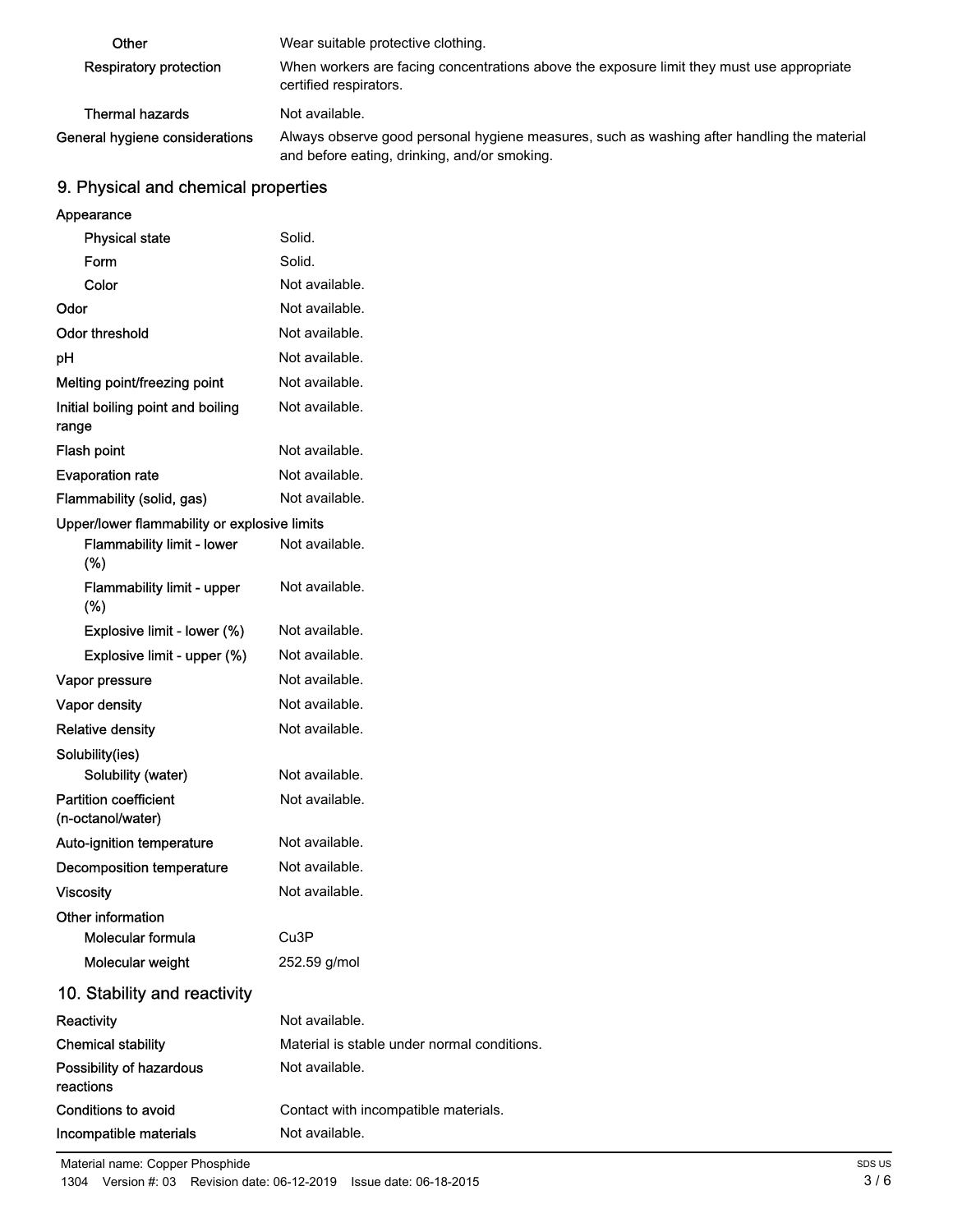| | |
|---|---|
| Other | Wear suitable protective clothing. |
| Respiratory protection | When workers are facing concentrations above the exposure limit they must use appropriate certified respirators. |
| Thermal hazards | Not available. |
| General hygiene considerations | Always observe good personal hygiene measures, such as washing after handling the material and before eating, drinking, and/or smoking. |

## 9. Physical and chemical properties

| | |
|---|---|
| **Appearance** | |
| Physical state | Solid. |
| Form | Solid. |
| Color | Not available. |
| Odor | Not available. |
| Odor threshold | Not available. |
| pH | Not available. |
| Melting point/freezing point | Not available. |
| Initial boiling point and boiling range | Not available. |
| Flash point | Not available. |
| Evaporation rate | Not available. |
| Flammability (solid, gas) | Not available. |
| **Upper/lower flammability or explosive limits** | |
| Flammability limit - lower (%) | Not available. |
| Flammability limit - upper (%) | Not available. |
| Explosive limit - lower (%) | Not available. |
| Explosive limit - upper (%) | Not available. |
| Vapor pressure | Not available. |
| Vapor density | Not available. |
| Relative density | Not available. |
| **Solubility(ies)** | |
| Solubility (water) | Not available. |
| Partition coefficient (n-octanol/water) | Not available. |
| Auto-ignition temperature | Not available. |
| Decomposition temperature | Not available. |
| Viscosity | Not available. |
| **Other information** | |
| Molecular formula | $Cu_3P$ |
| Molecular weight | 252.59 g/mol |

## 10. Stability and reactivity

| | |
|---|---|
| Reactivity | Not available. |
| Chemical stability | Material is stable under normal conditions. |
| Possibility of hazardous reactions | Not available. |
| Conditions to avoid | Contact with incompatible materials. |
| Incompatible materials | Not available. |

Material name: Copper Phosphide

1304 Version #: 03 Revision date: 06-12-2019 Issue date: 06-18-2015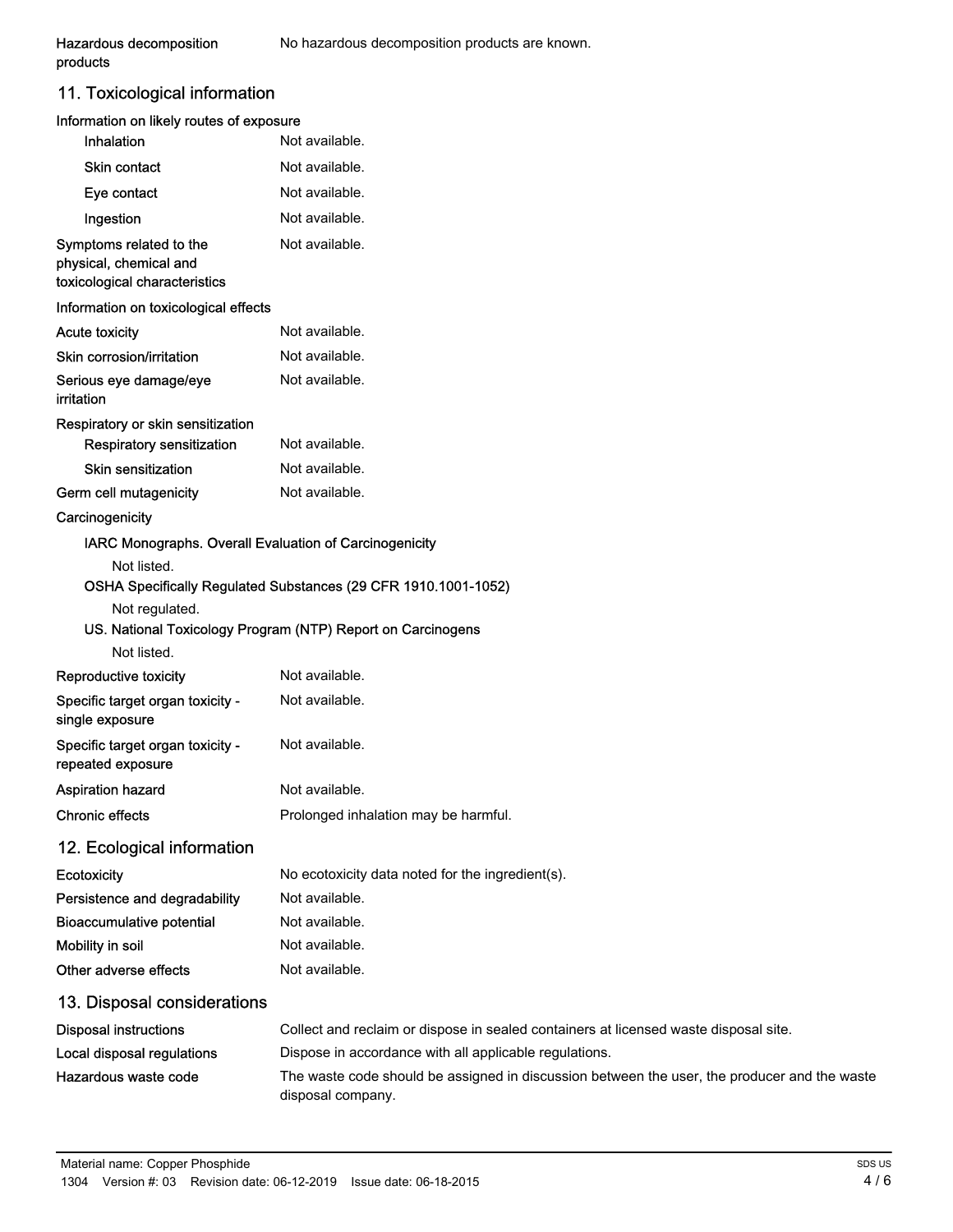**Hazardous decomposition products** No hazardous decomposition products are known.

## 11. Toxicological information

**Information on likely routes of exposure**

| | |
|---|---|
| Inhalation | Not available. |
| Skin contact | Not available. |
| Eye contact | Not available. |
| Ingestion | Not available. |
| Symptoms related to the physical, chemical and toxicological characteristics | Not available. |

**Information on toxicological effects**

| | |
|---|---|
| Acute toxicity | Not available. |
| Skin corrosion/irritation | Not available. |
| Serious eye damage/eye irritation | Not available. |

**Respiratory or skin sensitization**

| | |
|---|---|
| Respiratory sensitization | Not available. |
| Skin sensitization | Not available. |
| Germ cell mutagenicity | Not available. |

**Carcinogenicity**

**IARC Monographs. Overall Evaluation of Carcinogenicity**

Not listed.

**OSHA Specifically Regulated Substances (29 CFR 1910.1001-1052)**

Not regulated.

**US. National Toxicology Program (NTP) Report on Carcinogens**

Not listed.

| | |
|---|---|
| Reproductive toxicity | Not available. |
| Specific target organ toxicity - single exposure | Not available. |
| Specific target organ toxicity - repeated exposure | Not available. |
| Aspiration hazard | Not available. |
| Chronic effects | Prolonged inhalation may be harmful. |

## 12. Ecological information

| | |
|---|---|
| Ecotoxicity | No ecotoxicity data noted for the ingredient(s). |
| Persistence and degradability | Not available. |
| Bioaccumulative potential | Not available. |
| Mobility in soil | Not available. |
| Other adverse effects | Not available. |

## 13. Disposal considerations

| | |
|---|---|
| Disposal instructions | Collect and reclaim or dispose in sealed containers at licensed waste disposal site. |
| Local disposal regulations | Dispose in accordance with all applicable regulations. |
| Hazardous waste code | The waste code should be assigned in discussion between the user, the producer and the waste disposal company. |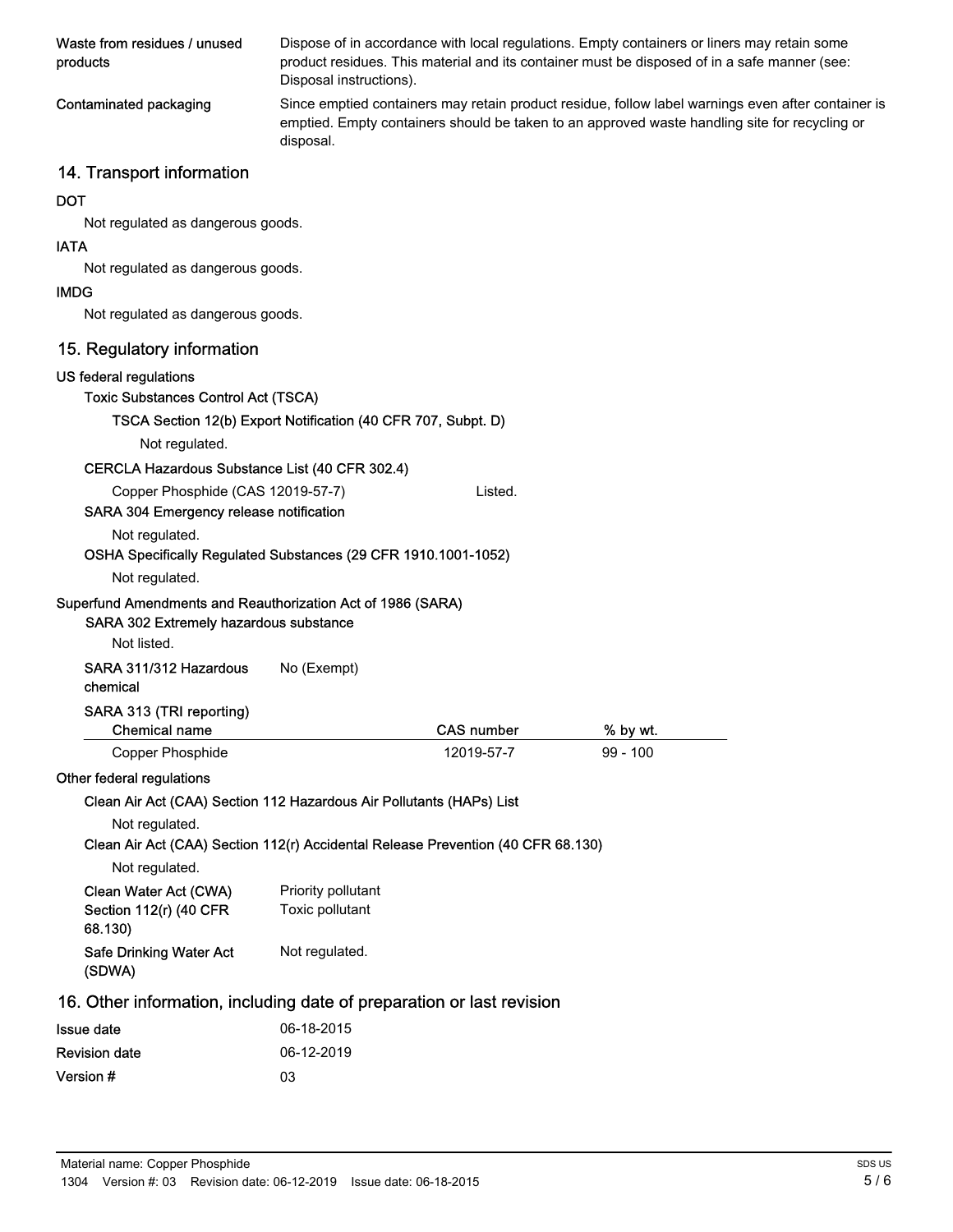| | |
|---|---|
| Waste from residues / unused products | Dispose of in accordance with local regulations. Empty containers or liners may retain some product residues. This material and its container must be disposed of in a safe manner (see: Disposal instructions). |
| Contaminated packaging | Since emptied containers may retain product residue, follow label warnings even after container is emptied. Empty containers should be taken to an approved waste handling site for recycling or disposal. |

## 14. Transport information

**DOT**

Not regulated as dangerous goods.

**IATA**

Not regulated as dangerous goods.

**IMDG**

Not regulated as dangerous goods.

## 15. Regulatory information

**US federal regulations**

**Toxic Substances Control Act (TSCA)**

**TSCA Section 12(b) Export Notification (40 CFR 707, Subpt. D)**

Not regulated.

**CERCLA Hazardous Substance List (40 CFR 302.4)**

Copper Phosphide (CAS 12019-57-7) Listed.

**SARA 304 Emergency release notification**

Not regulated.

**OSHA Specifically Regulated Substances (29 CFR 1910.1001-1052)**

Not regulated.

**Superfund Amendments and Reauthorization Act of 1986 (SARA)**

**SARA 302 Extremely hazardous substance**

Not listed.

**SARA 311/312 Hazardous chemical** No (Exempt)

**SARA 313 (TRI reporting)**

| Chemical name | CAS number | % by wt. |
|---|---|---|
| Copper Phosphide | 12019-57-7 | 99 - 100 |

**Other federal regulations**

**Clean Air Act (CAA) Section 112 Hazardous Air Pollutants (HAPs) List**

Not regulated.

**Clean Air Act (CAA) Section 112(r) Accidental Release Prevention (40 CFR 68.130)**

Not regulated.

| | |
|---|---|
| Clean Water Act (CWA) Section 112(r) (40 CFR 68.130) | Priority pollutant<br>Toxic pollutant |
| Safe Drinking Water Act (SDWA) | Not regulated. |

## 16. Other information, including date of preparation or last revision

| | |
|---|---|
| Issue date | 06-18-2015 |
| Revision date | 06-12-2019 |
| Version # | 03 |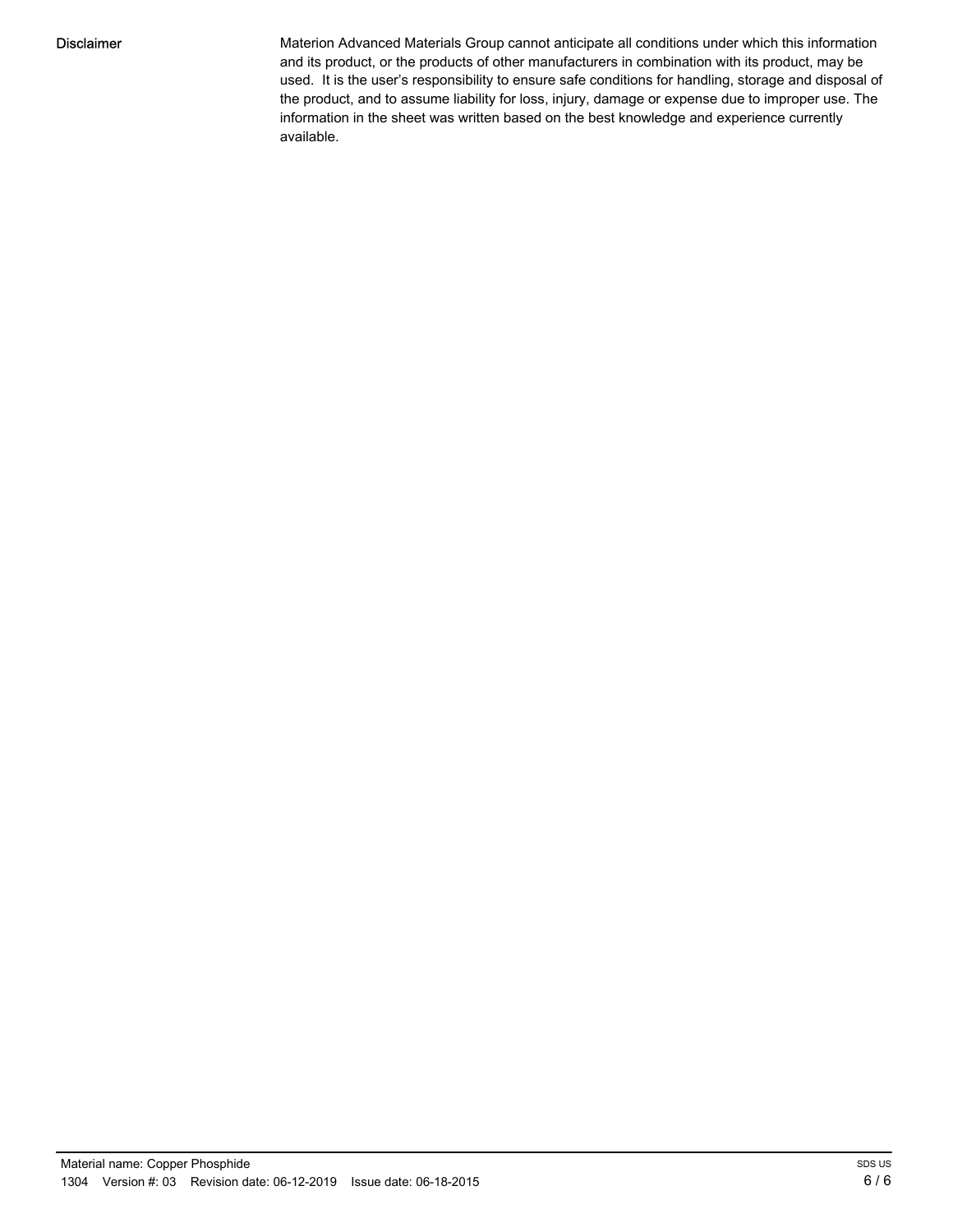**Disclaimer**

Materion Advanced Materials Group cannot anticipate all conditions under which this information and its product, or the products of other manufacturers in combination with its product, may be used. It is the user's responsibility to ensure safe conditions for handling, storage and disposal of the product, and to assume liability for loss, injury, damage or expense due to improper use. The information in the sheet was written based on the best knowledge and experience currently available.